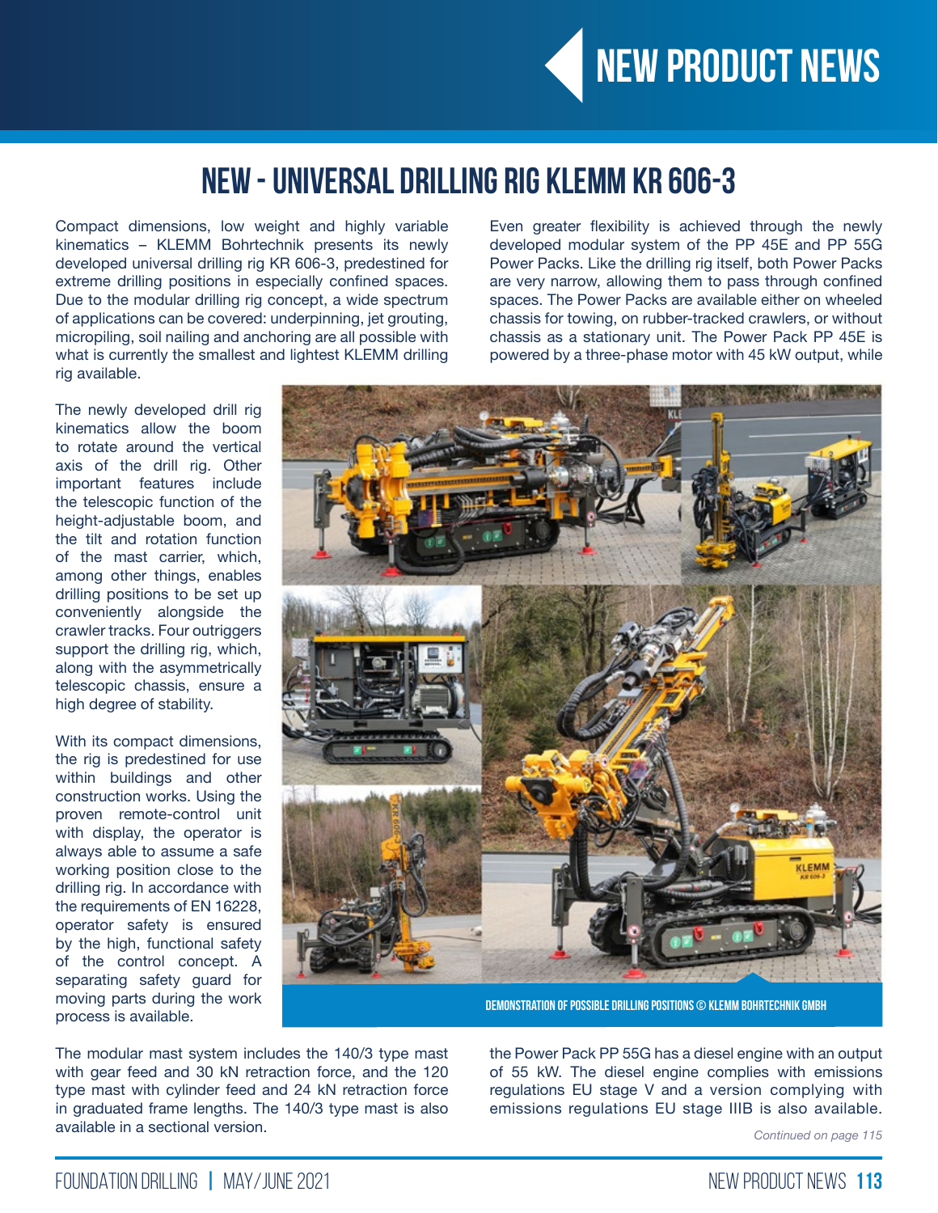# NEW - UNIVERSAL DRILLING RIG KLEMM KR 606-3

Compact dimensions, low weight and highly variable kinematics – KLEMM Bohrtechnik presents its newly developed universal drilling rig KR 606-3, predestined for extreme drilling positions in especially confined spaces. Due to the modular drilling rig concept, a wide spectrum of applications can be covered: underpinning, jet grouting, micropiling, soil nailing and anchoring are all possible with what is currently the smallest and lightest KLEMM drilling rig available.

The newly developed drill rig kinematics allow the boom to rotate around the vertical axis of the drill rig. Other important features include the telescopic function of the height-adjustable boom, and the tilt and rotation function of the mast carrier, which, among other things, enables drilling positions to be set up conveniently alongside the crawler tracks. Four outriggers support the drilling rig, which, along with the asymmetrically telescopic chassis, ensure a high degree of stability.

With its compact dimensions, the rig is predestined for use within buildings and other construction works. Using the proven remote-control unit with display, the operator is always able to assume a safe working position close to the drilling rig. In accordance with the requirements of EN 16228, operator safety is ensured by the high, functional safety of the control concept. A separating safety guard for moving parts during the work process is available.

DEMONSTRATION OF POSSIBLE DRILLING POSITIONS © KLEMM BOHRTECHNIK GMBH

The modular mast system includes the 140/3 type mast with gear feed and 30 kN retraction force, and the 120 type mast with cylinder feed and 24 kN retraction force in graduated frame lengths. The 140/3 type mast is also available in a sectional version.

Even greater flexibility is achieved through the newly developed modular system of the PP 45E and PP 55G Power Packs. Like the drilling rig itself, both Power Packs are very narrow, allowing them to pass through confined spaces. The Power Packs are available either on wheeled chassis for towing, on rubber-tracked crawlers, or without chassis as a stationary unit. The Power Pack PP 45E is powered by a three-phase motor with 45 kW output, while the Power Pack PP 55G has a diesel engine with an output of 55 kW. The diesel engine complies with emissions regulations EU stage V and a version complying with emissions regulations EU stage IIIB is also available.

*Continued on page 115*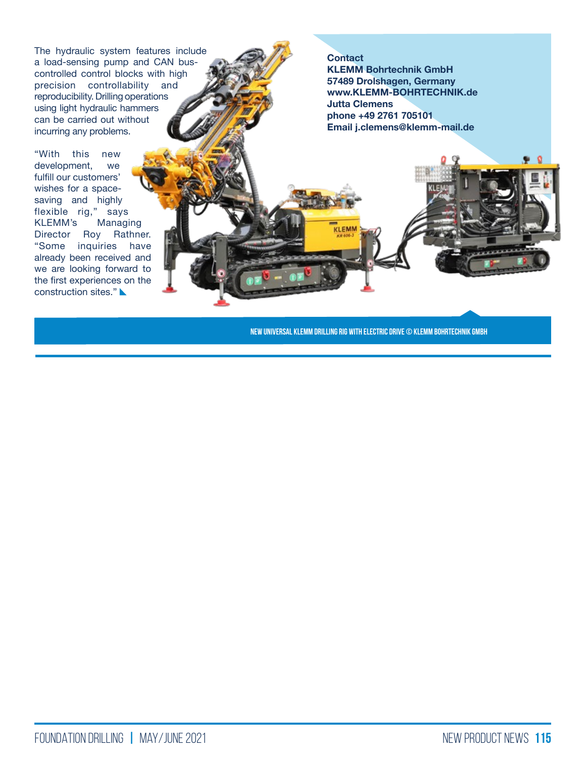The hydraulic system features include a load-sensing pump and CAN bus-controlled control blocks with high precision controllability and reproducibility. Drilling operations using light hydraulic hammers can be carried out without incurring any problems.

"With this new development, we fulfill our customers' wishes for a space-saving and highly flexible rig," says KLEMM's Managing Director Roy Rathner. "Some inquiries have already been received and we are looking forward to the first experiences on the construction sites."

**Contact**
**KLEMM Bohrtechnik GmbH**
**57489 Drolshagen, Germany**
**www.KLEMM-BOHRTECHNIK.de**
**Jutta Clemens**
**phone +49 2761 705101**
**Email j.clemens@klemm-mail.de**

NEW UNIVERSAL KLEMM DRILLING RIG WITH ELECTRIC DRIVE © KLEMM BOHRTECHNIK GMBH